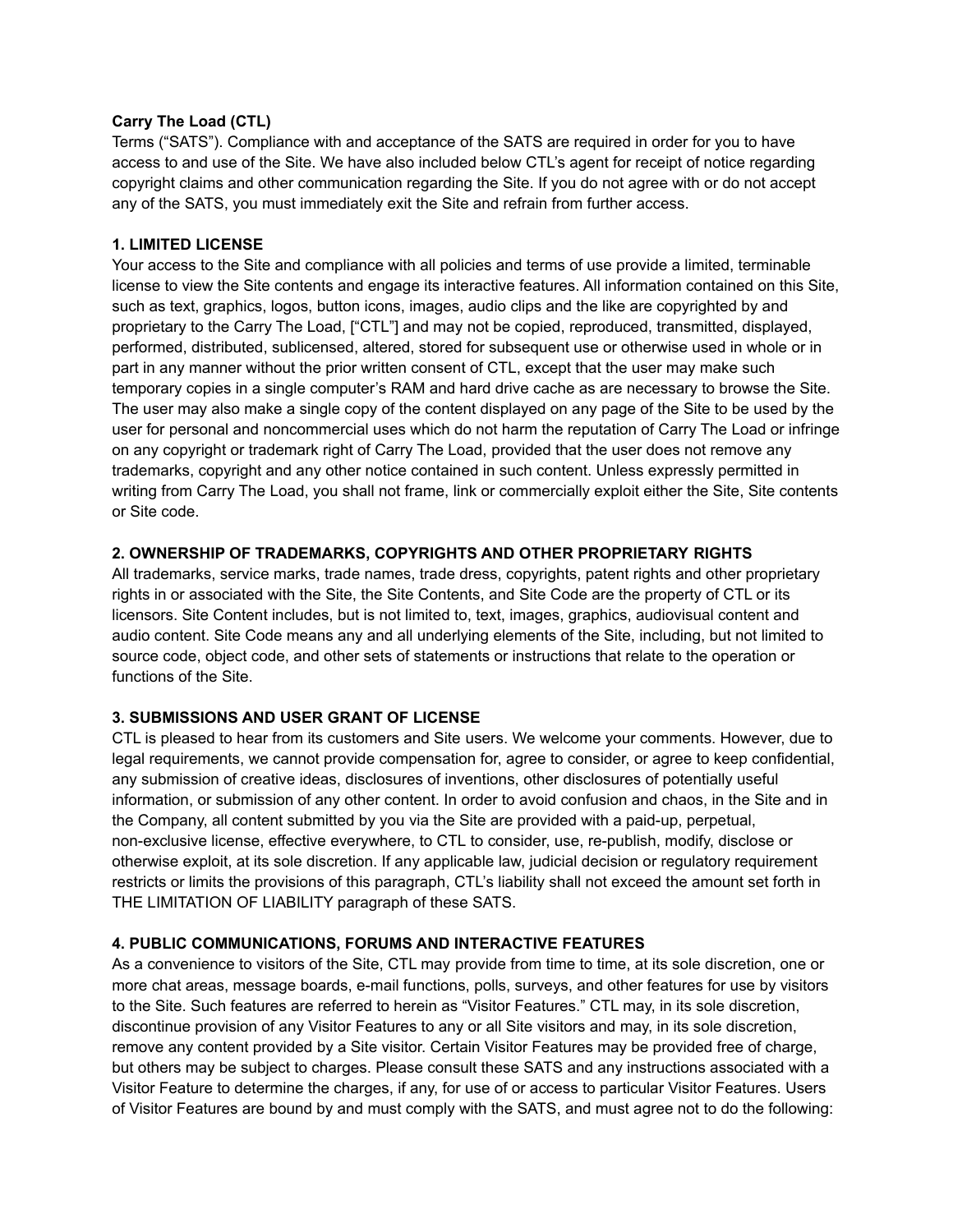**Carry The Load (CTL)**

Terms ("SATS"). Compliance with and acceptance of the SATS are required in order for you to have access to and use of the Site. We have also included below CTL's agent for receipt of notice regarding copyright claims and other communication regarding the Site. If you do not agree with or do not accept any of the SATS, you must immediately exit the Site and refrain from further access.

**1. LIMITED LICENSE**

Your access to the Site and compliance with all policies and terms of use provide a limited, terminable license to view the Site contents and engage its interactive features. All information contained on this Site, such as text, graphics, logos, button icons, images, audio clips and the like are copyrighted by and proprietary to the Carry The Load, ["CTL"] and may not be copied, reproduced, transmitted, displayed, performed, distributed, sublicensed, altered, stored for subsequent use or otherwise used in whole or in part in any manner without the prior written consent of CTL, except that the user may make such temporary copies in a single computer's RAM and hard drive cache as are necessary to browse the Site. The user may also make a single copy of the content displayed on any page of the Site to be used by the user for personal and noncommercial uses which do not harm the reputation of Carry The Load or infringe on any copyright or trademark right of Carry The Load, provided that the user does not remove any trademarks, copyright and any other notice contained in such content. Unless expressly permitted in writing from Carry The Load, you shall not frame, link or commercially exploit either the Site, Site contents or Site code.

**2. OWNERSHIP OF TRADEMARKS, COPYRIGHTS AND OTHER PROPRIETARY RIGHTS**

All trademarks, service marks, trade names, trade dress, copyrights, patent rights and other proprietary rights in or associated with the Site, the Site Contents, and Site Code are the property of CTL or its licensors. Site Content includes, but is not limited to, text, images, graphics, audiovisual content and audio content. Site Code means any and all underlying elements of the Site, including, but not limited to source code, object code, and other sets of statements or instructions that relate to the operation or functions of the Site.

**3. SUBMISSIONS AND USER GRANT OF LICENSE**

CTL is pleased to hear from its customers and Site users. We welcome your comments. However, due to legal requirements, we cannot provide compensation for, agree to consider, or agree to keep confidential, any submission of creative ideas, disclosures of inventions, other disclosures of potentially useful information, or submission of any other content. In order to avoid confusion and chaos, in the Site and in the Company, all content submitted by you via the Site are provided with a paid-up, perpetual, non-exclusive license, effective everywhere, to CTL to consider, use, re-publish, modify, disclose or otherwise exploit, at its sole discretion. If any applicable law, judicial decision or regulatory requirement restricts or limits the provisions of this paragraph, CTL's liability shall not exceed the amount set forth in THE LIMITATION OF LIABILITY paragraph of these SATS.

**4. PUBLIC COMMUNICATIONS, FORUMS AND INTERACTIVE FEATURES**

As a convenience to visitors of the Site, CTL may provide from time to time, at its sole discretion, one or more chat areas, message boards, e-mail functions, polls, surveys, and other features for use by visitors to the Site. Such features are referred to herein as "Visitor Features." CTL may, in its sole discretion, discontinue provision of any Visitor Features to any or all Site visitors and may, in its sole discretion, remove any content provided by a Site visitor. Certain Visitor Features may be provided free of charge, but others may be subject to charges. Please consult these SATS and any instructions associated with a Visitor Feature to determine the charges, if any, for use of or access to particular Visitor Features. Users of Visitor Features are bound by and must comply with the SATS, and must agree not to do the following: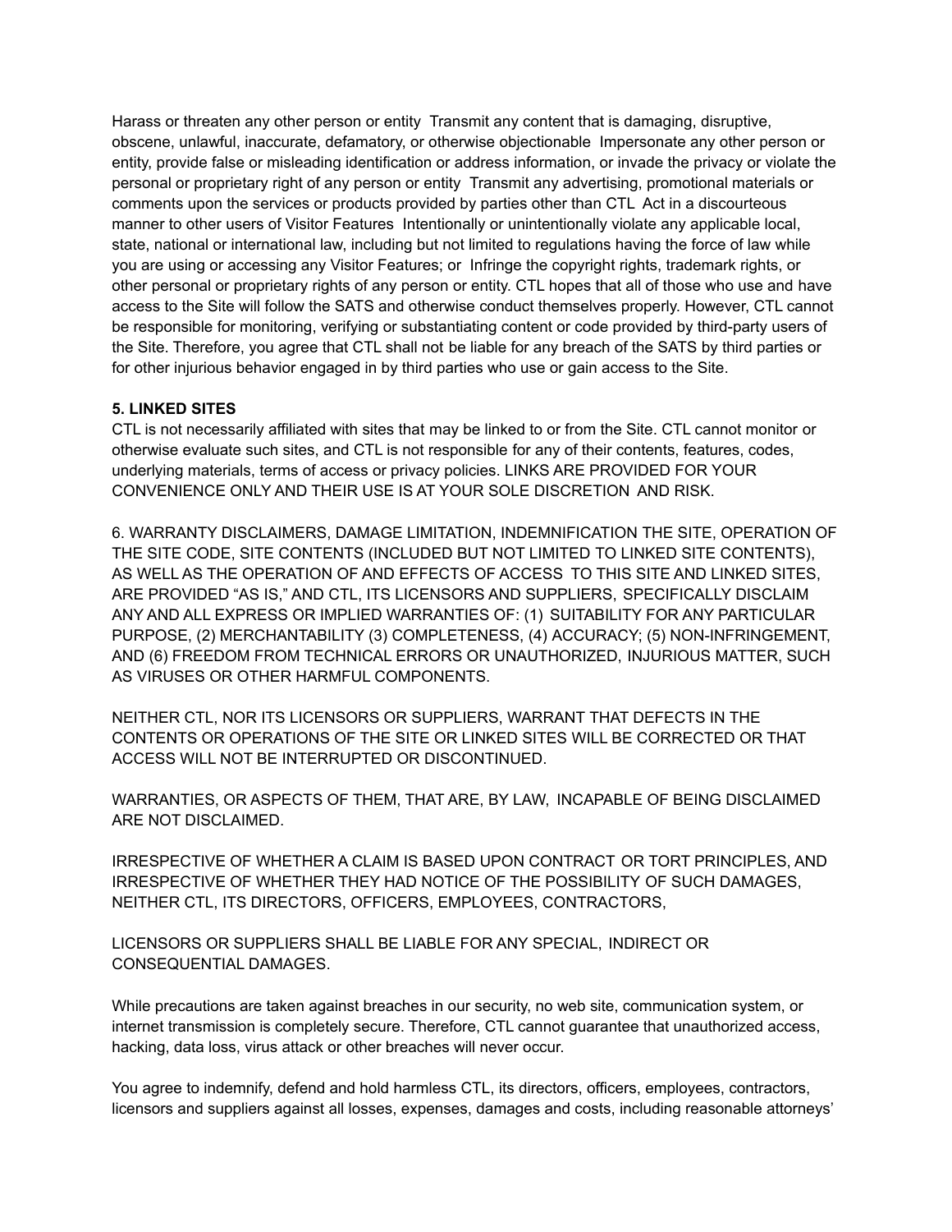Harass or threaten any other person or entity  Transmit any content that is damaging, disruptive, obscene, unlawful, inaccurate, defamatory, or otherwise objectionable  Impersonate any other person or entity, provide false or misleading identification or address information, or invade the privacy or violate the personal or proprietary right of any person or entity  Transmit any advertising, promotional materials or comments upon the services or products provided by parties other than CTL  Act in a discourteous manner to other users of Visitor Features  Intentionally or unintentionally violate any applicable local, state, national or international law, including but not limited to regulations having the force of law while you are using or accessing any Visitor Features; or  Infringe the copyright rights, trademark rights, or other personal or proprietary rights of any person or entity. CTL hopes that all of those who use and have access to the Site will follow the SATS and otherwise conduct themselves properly. However, CTL cannot be responsible for monitoring, verifying or substantiating content or code provided by third-party users of the Site. Therefore, you agree that CTL shall not be liable for any breach of the SATS by third parties or for other injurious behavior engaged in by third parties who use or gain access to the Site.

**5. LINKED SITES**

CTL is not necessarily affiliated with sites that may be linked to or from the Site. CTL cannot monitor or otherwise evaluate such sites, and CTL is not responsible for any of their contents, features, codes, underlying materials, terms of access or privacy policies. LINKS ARE PROVIDED FOR YOUR CONVENIENCE ONLY AND THEIR USE IS AT YOUR SOLE DISCRETION  AND RISK.

6. WARRANTY DISCLAIMERS, DAMAGE LIMITATION, INDEMNIFICATION THE SITE, OPERATION OF THE SITE CODE, SITE CONTENTS (INCLUDED BUT NOT LIMITED TO LINKED SITE CONTENTS), AS WELL AS THE OPERATION OF AND EFFECTS OF ACCESS  TO THIS SITE AND LINKED SITES, ARE PROVIDED "AS IS," AND CTL, ITS LICENSORS AND SUPPLIERS, SPECIFICALLY DISCLAIM ANY AND ALL EXPRESS OR IMPLIED WARRANTIES OF: (1) SUITABILITY FOR ANY PARTICULAR PURPOSE, (2) MERCHANTABILITY (3) COMPLETENESS, (4) ACCURACY; (5) NON-INFRINGEMENT, AND (6) FREEDOM FROM TECHNICAL ERRORS OR UNAUTHORIZED, INJURIOUS MATTER, SUCH AS VIRUSES OR OTHER HARMFUL COMPONENTS.

NEITHER CTL, NOR ITS LICENSORS OR SUPPLIERS, WARRANT THAT DEFECTS IN THE CONTENTS OR OPERATIONS OF THE SITE OR LINKED SITES WILL BE CORRECTED OR THAT ACCESS WILL NOT BE INTERRUPTED OR DISCONTINUED.

WARRANTIES, OR ASPECTS OF THEM, THAT ARE, BY LAW,  INCAPABLE OF BEING DISCLAIMED ARE NOT DISCLAIMED.

IRRESPECTIVE OF WHETHER A CLAIM IS BASED UPON CONTRACT OR TORT PRINCIPLES, AND IRRESPECTIVE OF WHETHER THEY HAD NOTICE OF THE POSSIBILITY OF SUCH DAMAGES, NEITHER CTL, ITS DIRECTORS, OFFICERS, EMPLOYEES, CONTRACTORS,

LICENSORS OR SUPPLIERS SHALL BE LIABLE FOR ANY SPECIAL, INDIRECT OR CONSEQUENTIAL DAMAGES.

While precautions are taken against breaches in our security, no web site, communication system, or internet transmission is completely secure. Therefore, CTL cannot guarantee that unauthorized access, hacking, data loss, virus attack or other breaches will never occur.

You agree to indemnify, defend and hold harmless CTL, its directors, officers, employees, contractors, licensors and suppliers against all losses, expenses, damages and costs, including reasonable attorneys'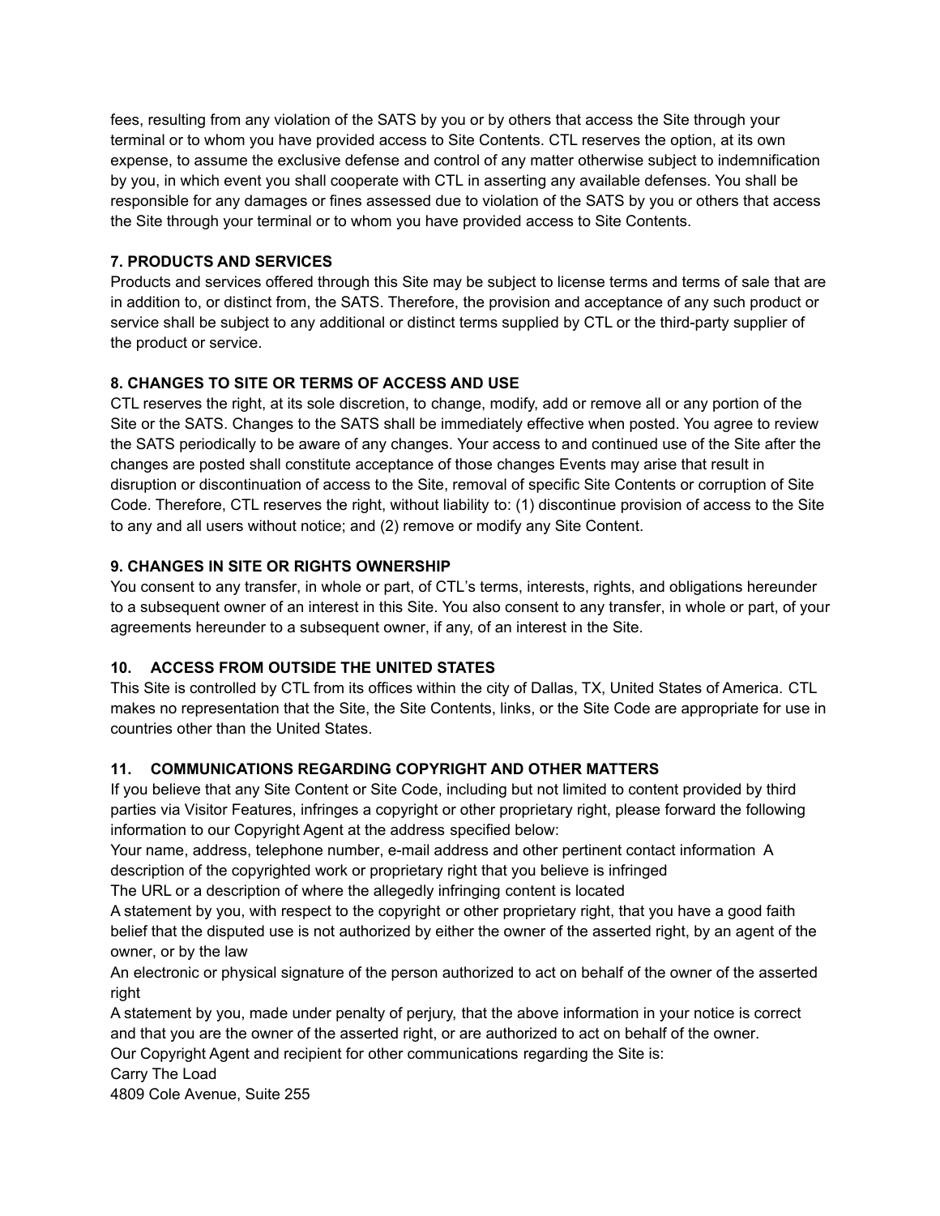fees, resulting from any violation of the SATS by you or by others that access the Site through your terminal or to whom you have provided access to Site Contents. CTL reserves the option, at its own expense, to assume the exclusive defense and control of any matter otherwise subject to indemnification by you, in which event you shall cooperate with CTL in asserting any available defenses. You shall be responsible for any damages or fines assessed due to violation of the SATS by you or others that access the Site through your terminal or to whom you have provided access to Site Contents.

**7. PRODUCTS AND SERVICES**

Products and services offered through this Site may be subject to license terms and terms of sale that are in addition to, or distinct from, the SATS. Therefore, the provision and acceptance of any such product or service shall be subject to any additional or distinct terms supplied by CTL or the third-party supplier of the product or service.

**8. CHANGES TO SITE OR TERMS OF ACCESS AND USE**

CTL reserves the right, at its sole discretion, to change, modify, add or remove all or any portion of the Site or the SATS. Changes to the SATS shall be immediately effective when posted. You agree to review the SATS periodically to be aware of any changes. Your access to and continued use of the Site after the changes are posted shall constitute acceptance of those changes Events may arise that result in disruption or discontinuation of access to the Site, removal of specific Site Contents or corruption of Site Code. Therefore, CTL reserves the right, without liability to: (1) discontinue provision of access to the Site to any and all users without notice; and (2) remove or modify any Site Content.

**9. CHANGES IN SITE OR RIGHTS OWNERSHIP**

You consent to any transfer, in whole or part, of CTL's terms, interests, rights, and obligations hereunder to a subsequent owner of an interest in this Site. You also consent to any transfer, in whole or part, of your agreements hereunder to a subsequent owner, if any, of an interest in the Site.

**10. ACCESS FROM OUTSIDE THE UNITED STATES**

This Site is controlled by CTL from its offices within the city of Dallas, TX, United States of America. CTL makes no representation that the Site, the Site Contents, links, or the Site Code are appropriate for use in countries other than the United States.

**11. COMMUNICATIONS REGARDING COPYRIGHT AND OTHER MATTERS**

If you believe that any Site Content or Site Code, including but not limited to content provided by third parties via Visitor Features, infringes a copyright or other proprietary right, please forward the following information to our Copyright Agent at the address specified below:

Your name, address, telephone number, e-mail address and other pertinent contact information A description of the copyrighted work or proprietary right that you believe is infringed

The URL or a description of where the allegedly infringing content is located

A statement by you, with respect to the copyright or other proprietary right, that you have a good faith belief that the disputed use is not authorized by either the owner of the asserted right, by an agent of the owner, or by the law

An electronic or physical signature of the person authorized to act on behalf of the owner of the asserted right

A statement by you, made under penalty of perjury, that the above information in your notice is correct and that you are the owner of the asserted right, or are authorized to act on behalf of the owner.

Our Copyright Agent and recipient for other communications regarding the Site is:

Carry The Load

4809 Cole Avenue, Suite 255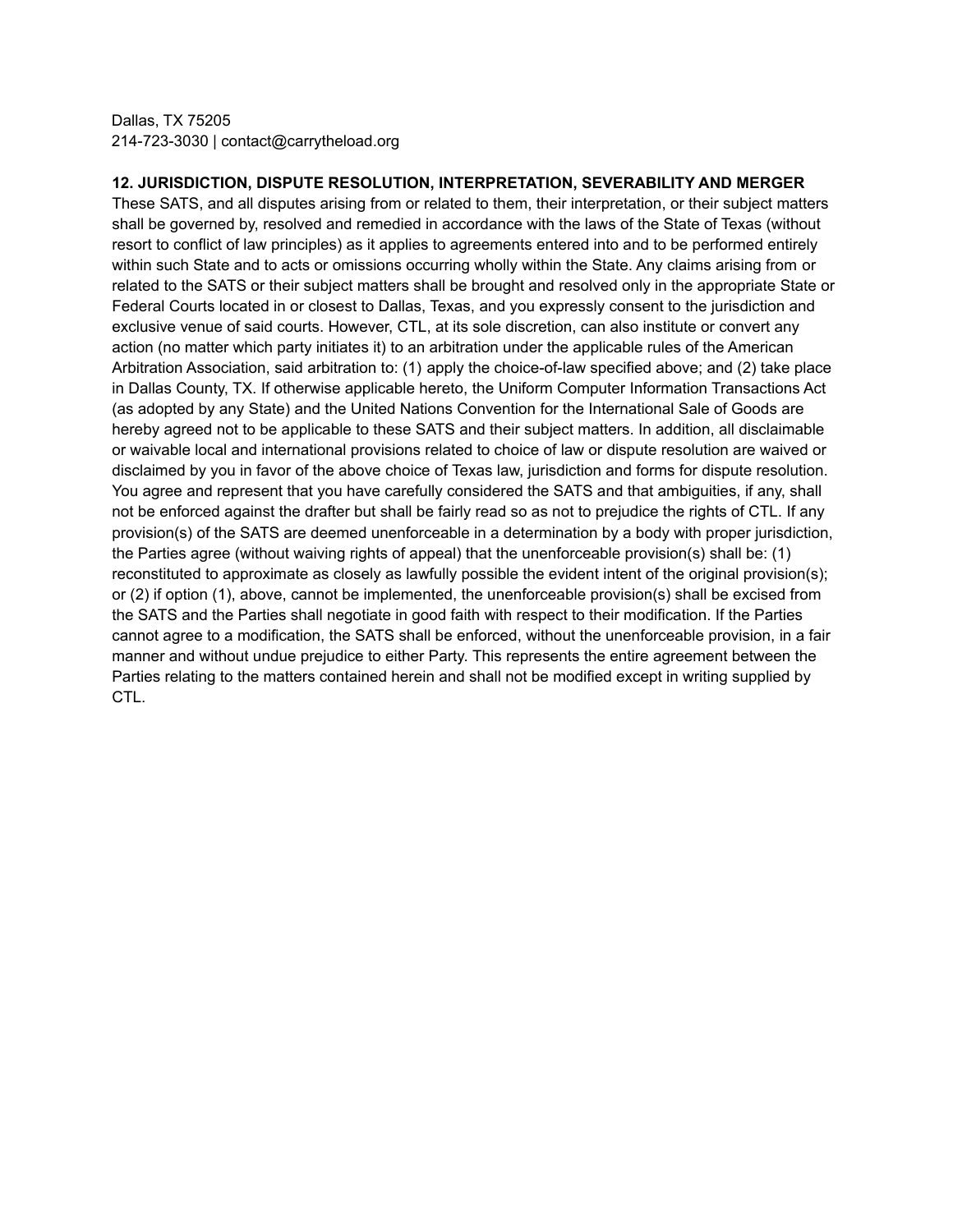Dallas, TX 75205
214-723-3030 | contact@carrytheload.org

**12. JURISDICTION, DISPUTE RESOLUTION, INTERPRETATION, SEVERABILITY AND MERGER**

These SATS, and all disputes arising from or related to them, their interpretation, or their subject matters shall be governed by, resolved and remedied in accordance with the laws of the State of Texas (without resort to conflict of law principles) as it applies to agreements entered into and to be performed entirely within such State and to acts or omissions occurring wholly within the State. Any claims arising from or related to the SATS or their subject matters shall be brought and resolved only in the appropriate State or Federal Courts located in or closest to Dallas, Texas, and you expressly consent to the jurisdiction and exclusive venue of said courts. However, CTL, at its sole discretion, can also institute or convert any action (no matter which party initiates it) to an arbitration under the applicable rules of the American Arbitration Association, said arbitration to: (1) apply the choice-of-law specified above; and (2) take place in Dallas County, TX. If otherwise applicable hereto, the Uniform Computer Information Transactions Act (as adopted by any State) and the United Nations Convention for the International Sale of Goods are hereby agreed not to be applicable to these SATS and their subject matters. In addition, all disclaimable or waivable local and international provisions related to choice of law or dispute resolution are waived or disclaimed by you in favor of the above choice of Texas law, jurisdiction and forms for dispute resolution. You agree and represent that you have carefully considered the SATS and that ambiguities, if any, shall not be enforced against the drafter but shall be fairly read so as not to prejudice the rights of CTL. If any provision(s) of the SATS are deemed unenforceable in a determination by a body with proper jurisdiction, the Parties agree (without waiving rights of appeal) that the unenforceable provision(s) shall be: (1) reconstituted to approximate as closely as lawfully possible the evident intent of the original provision(s); or (2) if option (1), above, cannot be implemented, the unenforceable provision(s) shall be excised from the SATS and the Parties shall negotiate in good faith with respect to their modification. If the Parties cannot agree to a modification, the SATS shall be enforced, without the unenforceable provision, in a fair manner and without undue prejudice to either Party. This represents the entire agreement between the Parties relating to the matters contained herein and shall not be modified except in writing supplied by CTL.